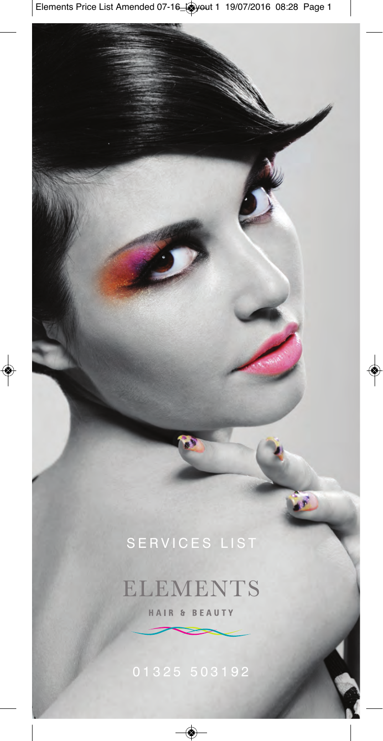SERVICES LIST

# ELEMENTS

HAIR & BEAUTY

01325 503192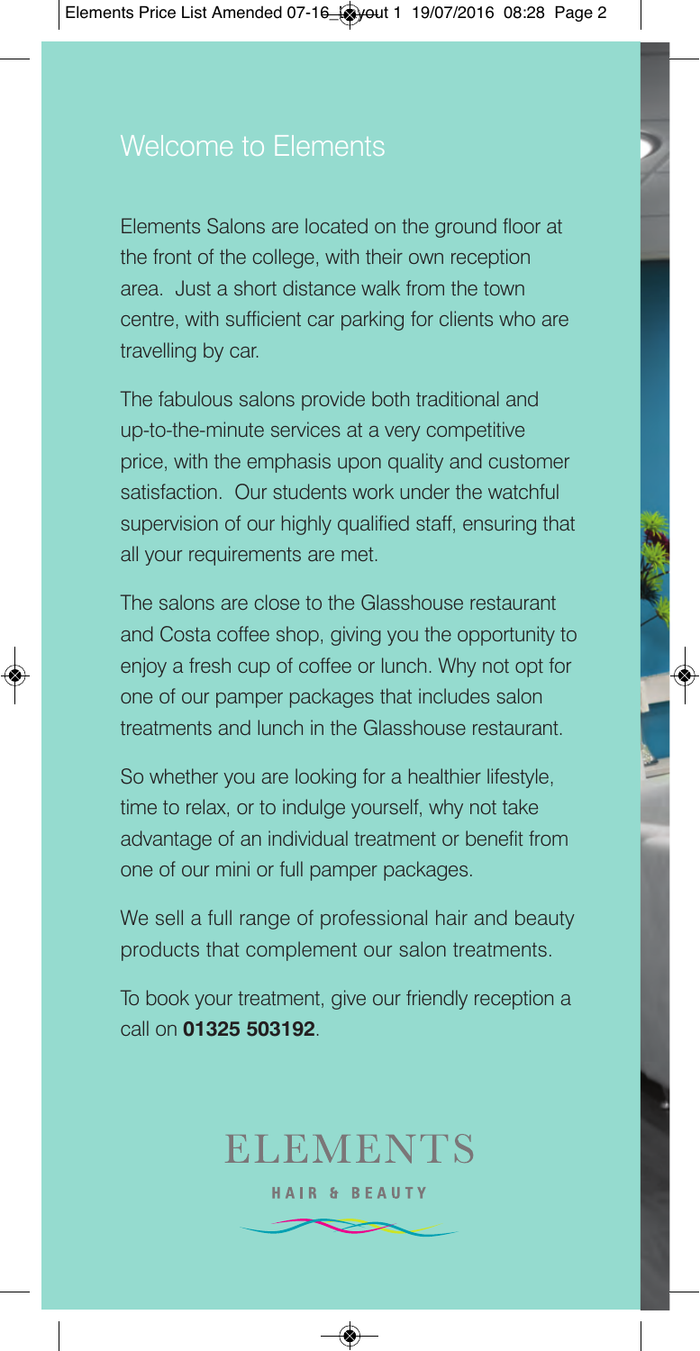# Welcome to Elements

Elements Salons are located on the ground floor at the front of the college, with their own reception area. Just a short distance walk from the town centre, with sufficient car parking for clients who are travelling by car.

The fabulous salons provide both traditional and up-to-the-minute services at a very competitive price, with the emphasis upon quality and customer satisfaction. Our students work under the watchful supervision of our highly qualified staff, ensuring that all your requirements are met.

The salons are close to the Glasshouse restaurant and Costa coffee shop, giving you the opportunity to enjoy a fresh cup of coffee or lunch. Why not opt for one of our pamper packages that includes salon treatments and lunch in the Glasshouse restaurant.

So whether you are looking for a healthier lifestyle, time to relax, or to indulge yourself, why not take advantage of an individual treatment or benefit from one of our mini or full pamper packages.

We sell a full range of professional hair and beauty products that complement our salon treatments.

To book your treatment, give our friendly reception a call on **01325 503192**.

ELEMENTS

HAIR & BEAUTY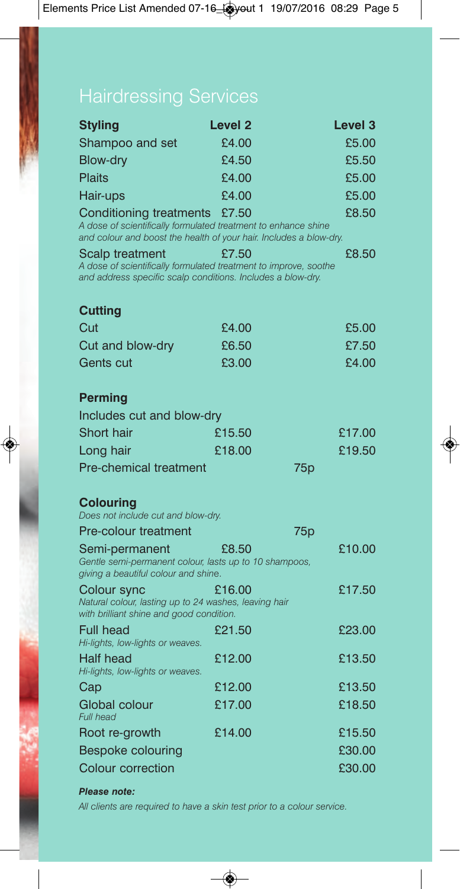# Hairdressing Services

| Styling | Level 2 | Level 3 |
|---|---|---|
| Shampoo and set | £4.00 | £5.00 |
| Blow-dry | £4.50 | £5.50 |
| Plaits | £4.00 | £5.00 |
| Hair-ups | £4.00 | £5.00 |
| Conditioning treatments<br>*A dose of scientifically formulated treatment to enhance shine and colour and boost the health of your hair. Includes a blow-dry.* | £7.50 | £8.50 |
| Scalp treatment<br>*A dose of scientifically formulated treatment to improve, soothe and address specific scalp conditions. Includes a blow-dry.* | £7.50 | £8.50 |
| **Cutting** | | |
| Cut | £4.00 | £5.00 |
| Cut and blow-dry | £6.50 | £7.50 |
| Gents cut | £3.00 | £4.00 |
| **Perming** | | |
| Includes cut and blow-dry | | |
| Short hair | £15.50 | £17.00 |
| Long hair | £18.00 | £19.50 |
| Pre-chemical treatment | 75p | |
| **Colouring**<br>*Does not include cut and blow-dry.* | | |
| Pre-colour treatment | 75p | |
| Semi-permanent<br>*Gentle semi-permanent colour, lasts up to 10 shampoos, giving a beautiful colour and shine.* | £8.50 | £10.00 |
| Colour sync<br>*Natural colour, lasting up to 24 washes, leaving hair with brilliant shine and good condition.* | £16.00 | £17.50 |
| Full head<br>*Hi-lights, low-lights or weaves.* | £21.50 | £23.00 |
| Half head<br>*Hi-lights, low-lights or weaves.* | £12.00 | £13.50 |
| Cap | £12.00 | £13.50 |
| Global colour<br>*Full head* | £17.00 | £18.50 |
| Root re-growth | £14.00 | £15.50 |
| Bespoke colouring | | £30.00 |
| Colour correction | | £30.00 |

***Please note:***

*All clients are required to have a skin test prior to a colour service.*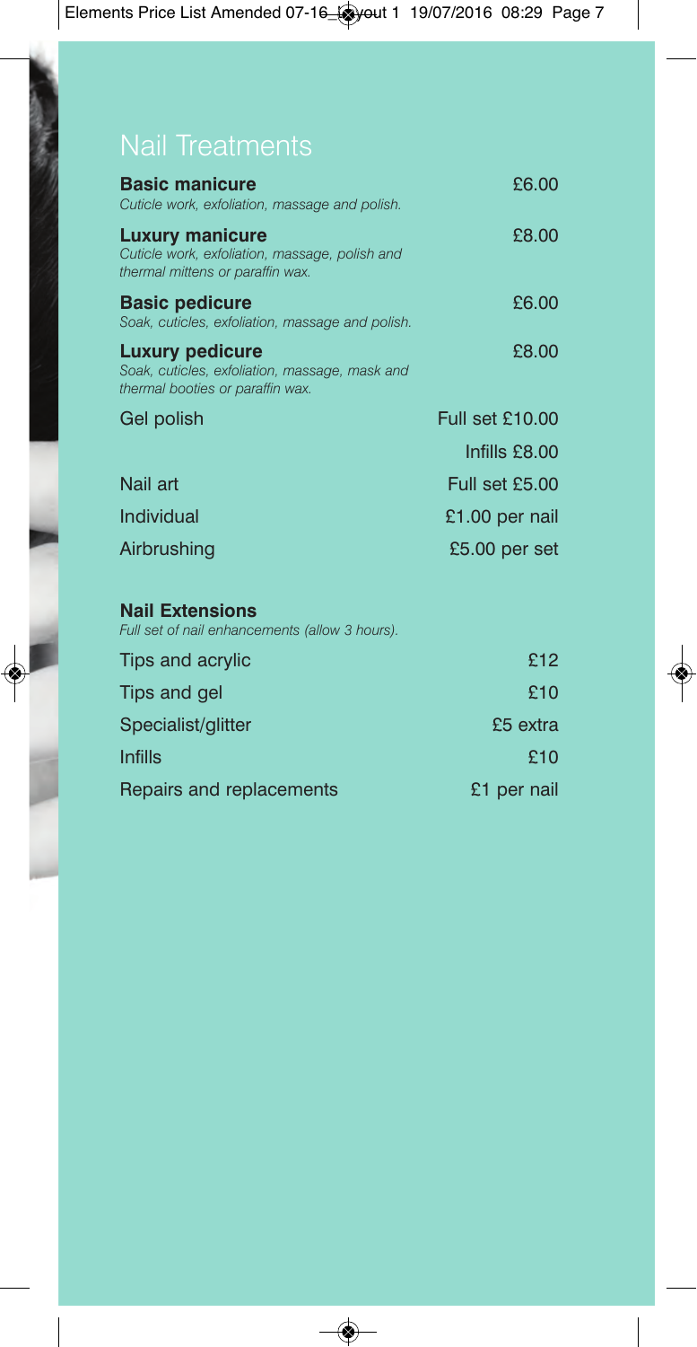# Nail Treatments

| Treatment | Price |
|---|---|
| **Basic manicure**<br>*Cuticle work, exfoliation, massage and polish.* | £6.00 |
| **Luxury manicure**<br>*Cuticle work, exfoliation, massage, polish and thermal mittens or paraffin wax.* | £8.00 |
| **Basic pedicure**<br>*Soak, cuticles, exfoliation, massage and polish.* | £6.00 |
| **Luxury pedicure**<br>*Soak, cuticles, exfoliation, massage, mask and thermal booties or paraffin wax.* | £8.00 |
| Gel polish | Full set £10.00 |
| | Infills £8.00 |
| Nail art | Full set £5.00 |
| Individual | £1.00 per nail |
| Airbrushing | £5.00 per set |

## Nail Extensions

*Full set of nail enhancements (allow 3 hours).*

| Treatment | Price |
|---|---|
| Tips and acrylic | £12 |
| Tips and gel | £10 |
| Specialist/glitter | £5 extra |
| Infills | £10 |
| Repairs and replacements | £1 per nail |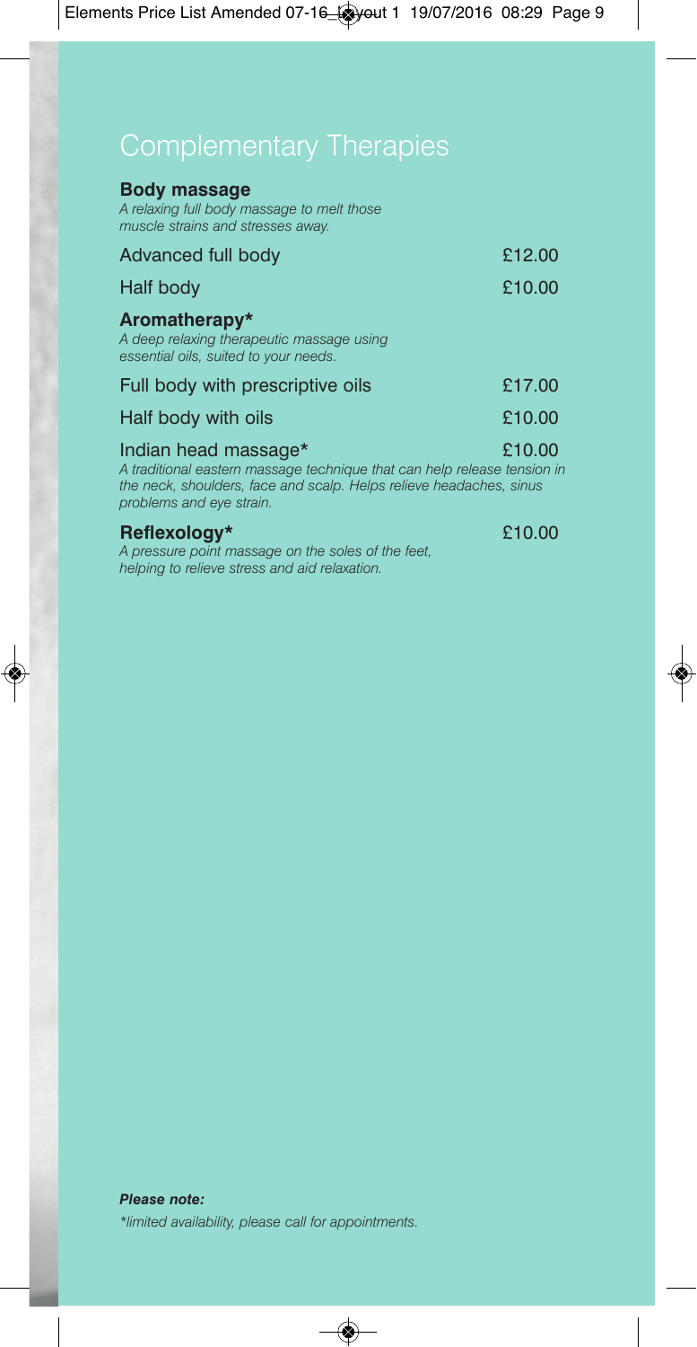# Complementary Therapies

**Body massage**

*A relaxing full body massage to melt those muscle strains and stresses away.*

| | |
|---|---|
| Advanced full body | £12.00 |
| Half body | £10.00 |

**Aromatherapy***

*A deep relaxing therapeutic massage using essential oils, suited to your needs.*

| | |
|---|---|
| Full body with prescriptive oils | £17.00 |
| Half body with oils | £10.00 |

Indian head massage* £10.00

*A traditional eastern massage technique that can help release tension in the neck, shoulders, face and scalp. Helps relieve headaches, sinus problems and eye strain.*

**Reflexology*** £10.00

*A pressure point massage on the soles of the feet, helping to relieve stress and aid relaxation.*

***Please note:***

*\*limited availability, please call for appointments.*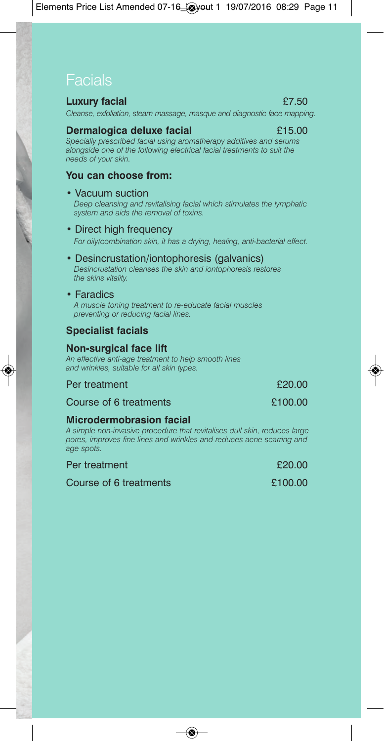# Facials

**Luxury facial** £7.50

*Cleanse, exfoliation, steam massage, masque and diagnostic face mapping.*

**Dermalogica deluxe facial** £15.00

*Specially prescribed facial using aromatherapy additives and serums alongside one of the following electrical facial treatments to suit the needs of your skin.*

### You can choose from:

- Vacuum suction
  *Deep cleansing and revitalising facial which stimulates the lymphatic system and aids the removal of toxins.*
- Direct high frequency
  *For oily/combination skin, it has a drying, healing, anti-bacterial effect.*
- Desincrustation/iontophoresis (galvanics)
  *Desincrustation cleanses the skin and iontophoresis restores the skins vitality.*
- Faradics
  *A muscle toning treatment to re-educate facial muscles preventing or reducing facial lines.*

### Specialist facials

**Non-surgical face lift**

*An effective anti-age treatment to help smooth lines and wrinkles, suitable for all skin types.*

| | |
|---|---|
| Per treatment | £20.00 |
| Course of 6 treatments | £100.00 |

**Microdermobrasion facial**

*A simple non-invasive procedure that revitalises dull skin, reduces large pores, improves fine lines and wrinkles and reduces acne scarring and age spots.*

| | |
|---|---|
| Per treatment | £20.00 |
| Course of 6 treatments | £100.00 |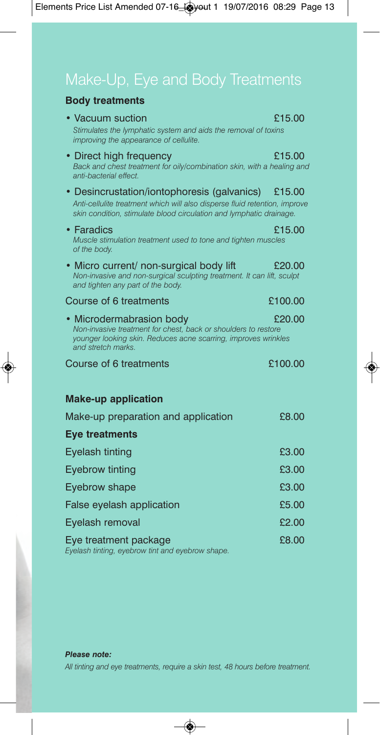# Make-Up, Eye and Body Treatments

## Body treatments

- **Vacuum suction** — £15.00
  *Stimulates the lymphatic system and aids the removal of toxins improving the appearance of cellulite.*
- **Direct high frequency** — £15.00
  *Back and chest treatment for oily/combination skin, with a healing and anti-bacterial effect.*
- **Desincrustation/iontophoresis (galvanics)** — £15.00
  *Anti-cellulite treatment which will also disperse fluid retention, improve skin condition, stimulate blood circulation and lymphatic drainage.*
- **Faradics** — £15.00
  *Muscle stimulation treatment used to tone and tighten muscles of the body.*
- **Micro current/ non-surgical body lift** — £20.00
  *Non-invasive and non-surgical sculpting treatment. It can lift, sculpt and tighten any part of the body.*

Course of 6 treatments — £100.00

- **Microdermabrasion body** — £20.00
  *Non-invasive treatment for chest, back or shoulders to restore younger looking skin. Reduces acne scarring, improves wrinkles and stretch marks.*

Course of 6 treatments — £100.00

## Make-up application

| Treatment | Price |
| --- | --- |
| Make-up preparation and application | £8.00 |

## Eye treatments

| Treatment | Price |
| --- | --- |
| Eyelash tinting | £3.00 |
| Eyebrow tinting | £3.00 |
| Eyebrow shape | £3.00 |
| False eyelash application | £5.00 |
| Eyelash removal | £2.00 |
| Eye treatment package<br>*Eyelash tinting, eyebrow tint and eyebrow shape.* | £8.00 |

***Please note:***

*All tinting and eye treatments, require a skin test, 48 hours before treatment.*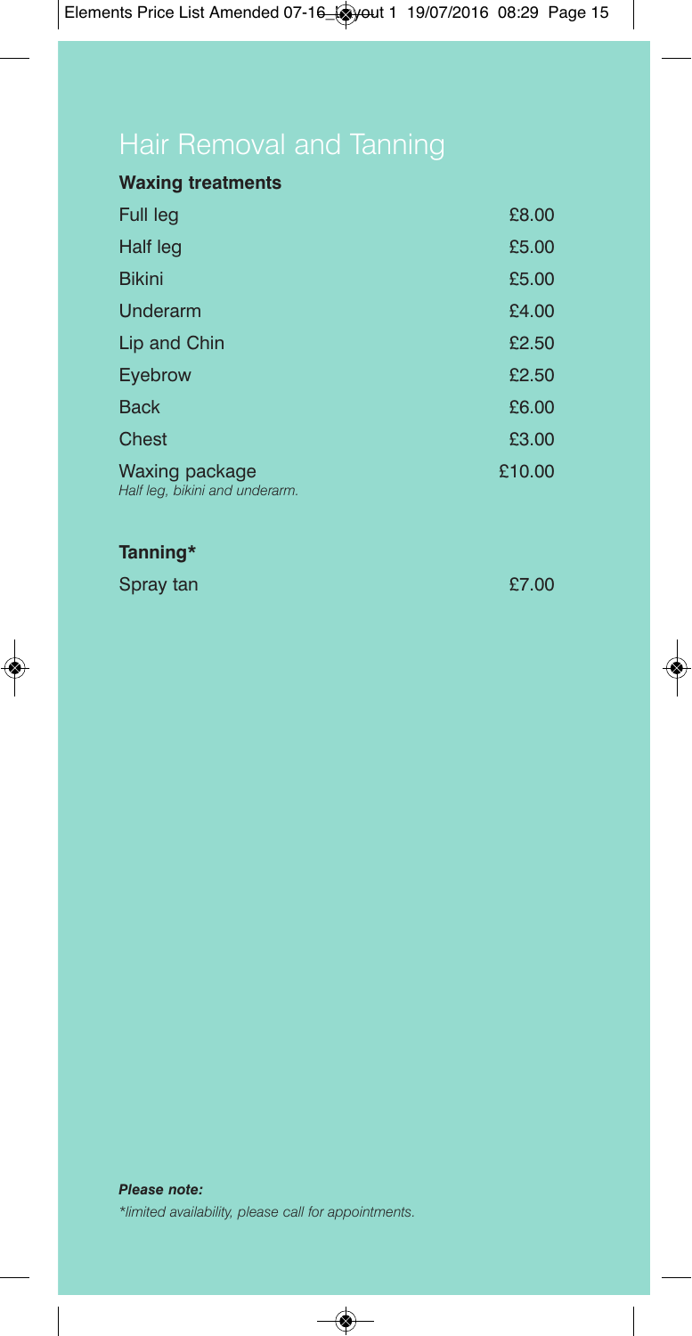# Hair Removal and Tanning

### Waxing treatments

| | |
|---|---|
| Full leg | £8.00 |
| Half leg | £5.00 |
| Bikini | £5.00 |
| Underarm | £4.00 |
| Lip and Chin | £2.50 |
| Eyebrow | £2.50 |
| Back | £6.00 |
| Chest | £3.00 |
| Waxing package<br>*Half leg, bikini and underarm.* | £10.00 |

### Tanning*

| | |
|---|---|
| Spray tan | £7.00 |

***Please note:***

**limited availability, please call for appointments.*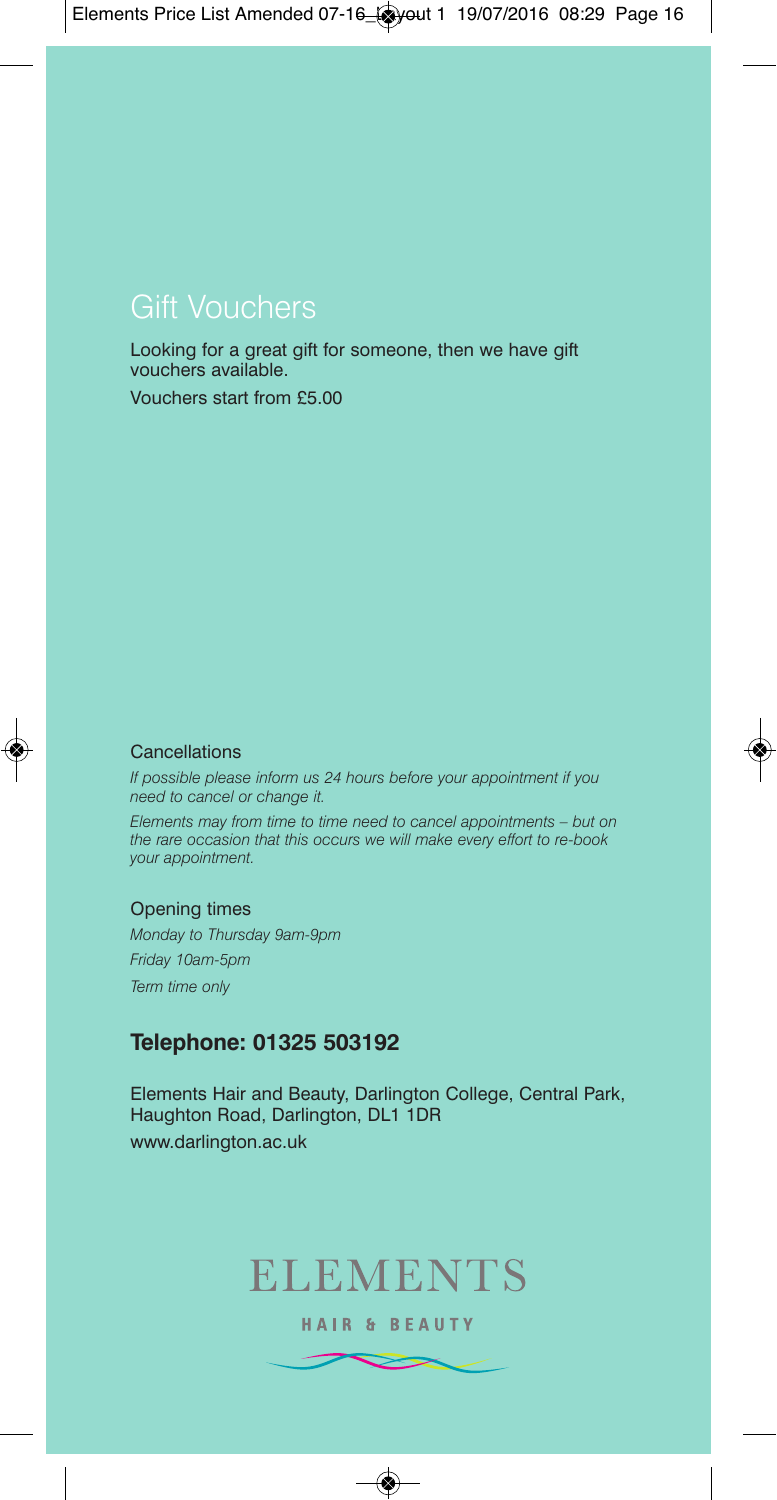# Gift Vouchers

Looking for a great gift for someone, then we have gift vouchers available.

Vouchers start from £5.00

### Cancellations

*If possible please inform us 24 hours before your appointment if you need to cancel or change it.*

*Elements may from time to time need to cancel appointments – but on the rare occasion that this occurs we will make every effort to re-book your appointment.*

### Opening times

*Monday to Thursday 9am-9pm*

*Friday 10am-5pm*

*Term time only*

**Telephone: 01325 503192**

Elements Hair and Beauty, Darlington College, Central Park, Haughton Road, Darlington, DL1 1DR

www.darlington.ac.uk

ELEMENTS

HAIR & BEAUTY